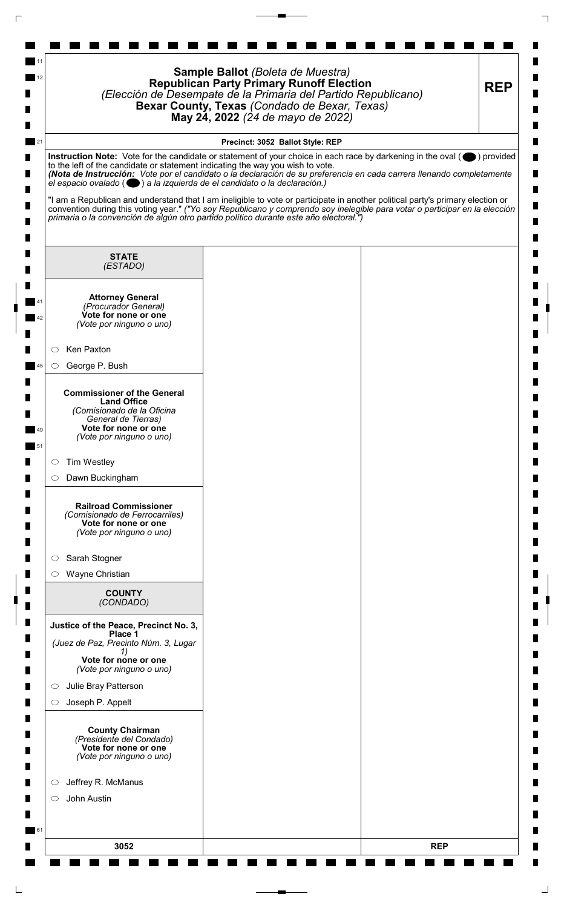# Sample Ballot *(Boleta de Muestra)*
## Republican Party Primary Runoff Election
*(Elección de Desempate de la Primaria del Partido Republicano)*
**Bexar County, Texas** *(Condado de Bexar, Texas)*
**May 24, 2022** *(24 de mayo de 2022)*

**REP**

**Precinct: 3052 Ballot Style: REP**

**Instruction Note:** Vote for the candidate or statement of your choice in each race by darkening in the oval (⬬) provided to the left of the candidate or statement indicating the way you wish to vote.
***(Nota de Instrucción:** Vote por el candidato o la declaración de su preferencia en cada carrera llenando completamente el espacio ovalado (⬬) a la izquierda de el candidato o la declaración.)*

"I am a Republican and understand that I am ineligible to vote or participate in another political party's primary election or convention during this voting year." *("Yo soy Republicano y comprendo soy inelegible para votar o participar en la elección primaria o la convención de algún otro partido político durante este año electoral.")*

### STATE
*(ESTADO)*

**Attorney General**
*(Procurador General)*
**Vote for none or one**
*(Vote por ninguno o uno)*

- ○ Ken Paxton
- ○ George P. Bush

**Commissioner of the General Land Office**
*(Comisionado de la Oficina General de Tierras)*
**Vote for none or one**
*(Vote por ninguno o uno)*

- ○ Tim Westley
- ○ Dawn Buckingham

**Railroad Commissioner**
*(Comisionado de Ferrocarriles)*
**Vote for none or one**
*(Vote por ninguno o uno)*

- ○ Sarah Stogner
- ○ Wayne Christian

### COUNTY
*(CONDADO)*

**Justice of the Peace, Precinct No. 3, Place 1**
*(Juez de Paz, Precinto Núm. 3, Lugar 1)*
**Vote for none or one**
*(Vote por ninguno o uno)*

- ○ Julie Bray Patterson
- ○ Joseph P. Appelt

**County Chairman**
*(Presidente del Condado)*
**Vote for none or one**
*(Vote por ninguno o uno)*

- ○ Jeffrey R. McManus
- ○ John Austin

3052 REP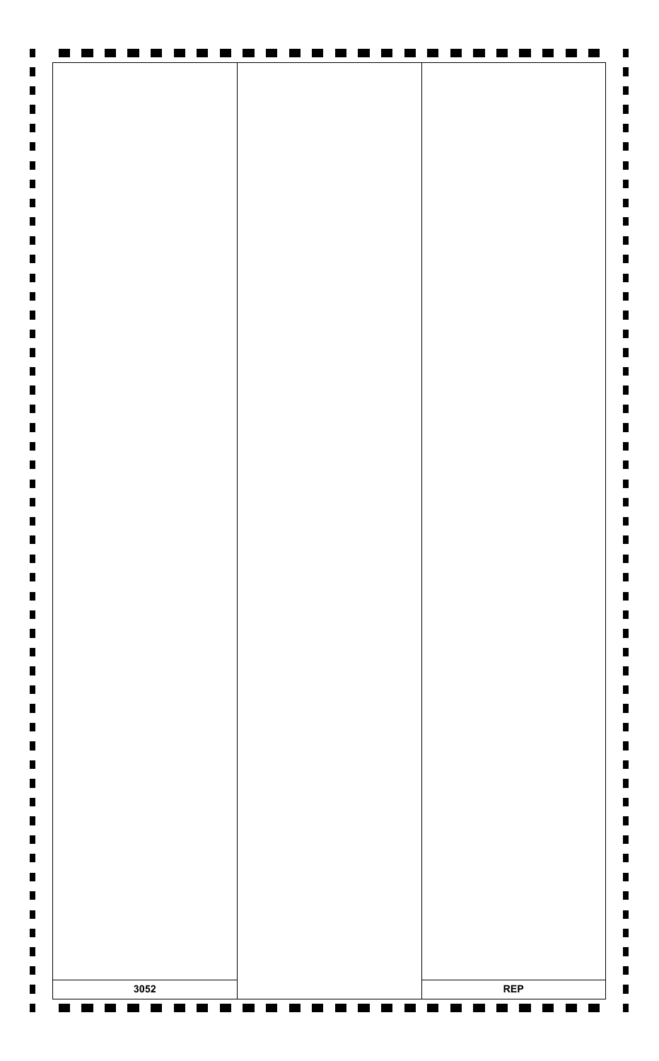3052

REP